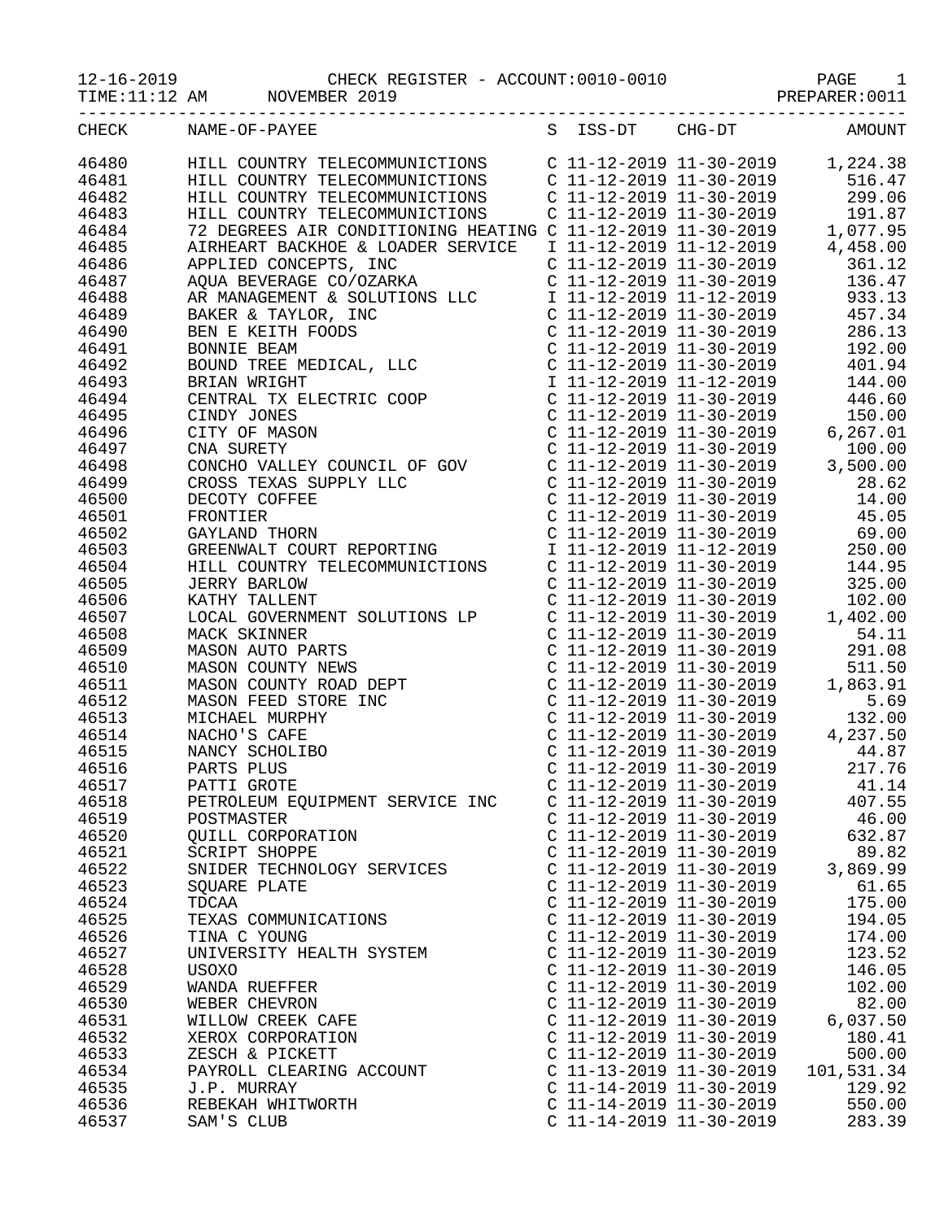12-16-2019 CHECK REGISTER - ACCOUNT:0010-0010 PAGE 1
TIME:11:12 AM NOVEMBER 2019 PREPARER:0011

| CHECK | NAME-OF-PAYEE | S | ISS-DT | CHG-DT | AMOUNT |
|---|---|---|---|---|---|
| 46480 | HILL COUNTRY TELECOMMUNICTIONS | C | 11-12-2019 | 11-30-2019 | 1,224.38 |
| 46481 | HILL COUNTRY TELECOMMUNICTIONS | C | 11-12-2019 | 11-30-2019 | 516.47 |
| 46482 | HILL COUNTRY TELECOMMUNICTIONS | C | 11-12-2019 | 11-30-2019 | 299.06 |
| 46483 | HILL COUNTRY TELECOMMUNICTIONS | C | 11-12-2019 | 11-30-2019 | 191.87 |
| 46484 | 72 DEGREES AIR CONDITIONING HEATING | C | 11-12-2019 | 11-30-2019 | 1,077.95 |
| 46485 | AIRHEART BACKHOE & LOADER SERVICE | I | 11-12-2019 | 11-12-2019 | 4,458.00 |
| 46486 | APPLIED CONCEPTS, INC | C | 11-12-2019 | 11-30-2019 | 361.12 |
| 46487 | AQUA BEVERAGE CO/OZARKA | C | 11-12-2019 | 11-30-2019 | 136.47 |
| 46488 | AR MANAGEMENT & SOLUTIONS LLC | I | 11-12-2019 | 11-12-2019 | 933.13 |
| 46489 | BAKER & TAYLOR, INC | C | 11-12-2019 | 11-30-2019 | 457.34 |
| 46490 | BEN E KEITH FOODS | C | 11-12-2019 | 11-30-2019 | 286.13 |
| 46491 | BONNIE BEAM | C | 11-12-2019 | 11-30-2019 | 192.00 |
| 46492 | BOUND TREE MEDICAL, LLC | C | 11-12-2019 | 11-30-2019 | 401.94 |
| 46493 | BRIAN WRIGHT | I | 11-12-2019 | 11-12-2019 | 144.00 |
| 46494 | CENTRAL TX ELECTRIC COOP | C | 11-12-2019 | 11-30-2019 | 446.60 |
| 46495 | CINDY JONES | C | 11-12-2019 | 11-30-2019 | 150.00 |
| 46496 | CITY OF MASON | C | 11-12-2019 | 11-30-2019 | 6,267.01 |
| 46497 | CNA SURETY | C | 11-12-2019 | 11-30-2019 | 100.00 |
| 46498 | CONCHO VALLEY COUNCIL OF GOV | C | 11-12-2019 | 11-30-2019 | 3,500.00 |
| 46499 | CROSS TEXAS SUPPLY LLC | C | 11-12-2019 | 11-30-2019 | 28.62 |
| 46500 | DECOTY COFFEE | C | 11-12-2019 | 11-30-2019 | 14.00 |
| 46501 | FRONTIER | C | 11-12-2019 | 11-30-2019 | 45.05 |
| 46502 | GAYLAND THORN | C | 11-12-2019 | 11-30-2019 | 69.00 |
| 46503 | GREENWALT COURT REPORTING | I | 11-12-2019 | 11-12-2019 | 250.00 |
| 46504 | HILL COUNTRY TELECOMMUNICTIONS | C | 11-12-2019 | 11-30-2019 | 144.95 |
| 46505 | JERRY BARLOW | C | 11-12-2019 | 11-30-2019 | 325.00 |
| 46506 | KATHY TALLENT | C | 11-12-2019 | 11-30-2019 | 102.00 |
| 46507 | LOCAL GOVERNMENT SOLUTIONS LP | C | 11-12-2019 | 11-30-2019 | 1,402.00 |
| 46508 | MACK SKINNER | C | 11-12-2019 | 11-30-2019 | 54.11 |
| 46509 | MASON AUTO PARTS | C | 11-12-2019 | 11-30-2019 | 291.08 |
| 46510 | MASON COUNTY NEWS | C | 11-12-2019 | 11-30-2019 | 511.50 |
| 46511 | MASON COUNTY ROAD DEPT | C | 11-12-2019 | 11-30-2019 | 1,863.91 |
| 46512 | MASON FEED STORE INC | C | 11-12-2019 | 11-30-2019 | 5.69 |
| 46513 | MICHAEL MURPHY | C | 11-12-2019 | 11-30-2019 | 132.00 |
| 46514 | NACHO'S CAFE | C | 11-12-2019 | 11-30-2019 | 4,237.50 |
| 46515 | NANCY SCHOLIBO | C | 11-12-2019 | 11-30-2019 | 44.87 |
| 46516 | PARTS PLUS | C | 11-12-2019 | 11-30-2019 | 217.76 |
| 46517 | PATTI GROTE | C | 11-12-2019 | 11-30-2019 | 41.14 |
| 46518 | PETROLEUM EQUIPMENT SERVICE INC | C | 11-12-2019 | 11-30-2019 | 407.55 |
| 46519 | POSTMASTER | C | 11-12-2019 | 11-30-2019 | 46.00 |
| 46520 | QUILL CORPORATION | C | 11-12-2019 | 11-30-2019 | 632.87 |
| 46521 | SCRIPT SHOPPE | C | 11-12-2019 | 11-30-2019 | 89.82 |
| 46522 | SNIDER TECHNOLOGY SERVICES | C | 11-12-2019 | 11-30-2019 | 3,869.99 |
| 46523 | SQUARE PLATE | C | 11-12-2019 | 11-30-2019 | 61.65 |
| 46524 | TDCAA | C | 11-12-2019 | 11-30-2019 | 175.00 |
| 46525 | TEXAS COMMUNICATIONS | C | 11-12-2019 | 11-30-2019 | 194.05 |
| 46526 | TINA C YOUNG | C | 11-12-2019 | 11-30-2019 | 174.00 |
| 46527 | UNIVERSITY HEALTH SYSTEM | C | 11-12-2019 | 11-30-2019 | 123.52 |
| 46528 | USOXO | C | 11-12-2019 | 11-30-2019 | 146.05 |
| 46529 | WANDA RUEFFER | C | 11-12-2019 | 11-30-2019 | 102.00 |
| 46530 | WEBER CHEVRON | C | 11-12-2019 | 11-30-2019 | 82.00 |
| 46531 | WILLOW CREEK CAFE | C | 11-12-2019 | 11-30-2019 | 6,037.50 |
| 46532 | XEROX CORPORATION | C | 11-12-2019 | 11-30-2019 | 180.41 |
| 46533 | ZESCH & PICKETT | C | 11-12-2019 | 11-30-2019 | 500.00 |
| 46534 | PAYROLL CLEARING ACCOUNT | C | 11-13-2019 | 11-30-2019 | 101,531.34 |
| 46535 | J.P. MURRAY | C | 11-14-2019 | 11-30-2019 | 129.92 |
| 46536 | REBEKAH WHITWORTH | C | 11-14-2019 | 11-30-2019 | 550.00 |
| 46537 | SAM'S CLUB | C | 11-14-2019 | 11-30-2019 | 283.39 |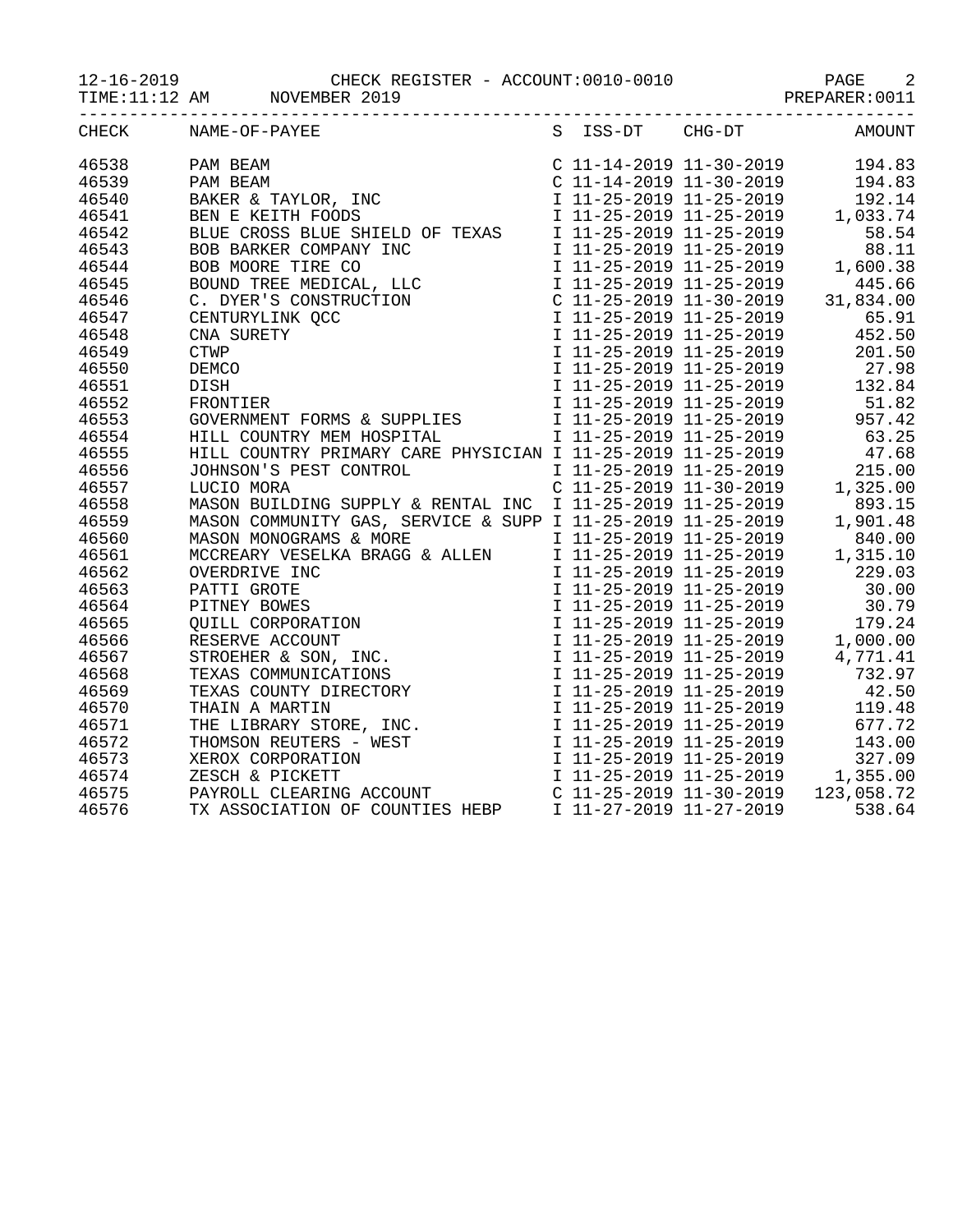12-16-2019 CHECK REGISTER - ACCOUNT:0010-0010
TIME:11:12 AM NOVEMBER 2019 PREPARER:0011

| CHECK | NAME-OF-PAYEE | S | ISS-DT | CHG-DT | AMOUNT |
|---|---|---|---|---|---|
| 46538 | PAM BEAM | C | 11-14-2019 | 11-30-2019 | 194.83 |
| 46539 | PAM BEAM | C | 11-14-2019 | 11-30-2019 | 194.83 |
| 46540 | BAKER & TAYLOR, INC | I | 11-25-2019 | 11-25-2019 | 192.14 |
| 46541 | BEN E KEITH FOODS | I | 11-25-2019 | 11-25-2019 | 1,033.74 |
| 46542 | BLUE CROSS BLUE SHIELD OF TEXAS | I | 11-25-2019 | 11-25-2019 | 58.54 |
| 46543 | BOB BARKER COMPANY INC | I | 11-25-2019 | 11-25-2019 | 88.11 |
| 46544 | BOB MOORE TIRE CO | I | 11-25-2019 | 11-25-2019 | 1,600.38 |
| 46545 | BOUND TREE MEDICAL, LLC | I | 11-25-2019 | 11-25-2019 | 445.66 |
| 46546 | C. DYER'S CONSTRUCTION | C | 11-25-2019 | 11-30-2019 | 31,834.00 |
| 46547 | CENTURYLINK QCC | I | 11-25-2019 | 11-25-2019 | 65.91 |
| 46548 | CNA SURETY | I | 11-25-2019 | 11-25-2019 | 452.50 |
| 46549 | CTWP | I | 11-25-2019 | 11-25-2019 | 201.50 |
| 46550 | DEMCO | I | 11-25-2019 | 11-25-2019 | 27.98 |
| 46551 | DISH | I | 11-25-2019 | 11-25-2019 | 132.84 |
| 46552 | FRONTIER | I | 11-25-2019 | 11-25-2019 | 51.82 |
| 46553 | GOVERNMENT FORMS & SUPPLIES | I | 11-25-2019 | 11-25-2019 | 957.42 |
| 46554 | HILL COUNTRY MEM HOSPITAL | I | 11-25-2019 | 11-25-2019 | 63.25 |
| 46555 | HILL COUNTRY PRIMARY CARE PHYSICIAN | I | 11-25-2019 | 11-25-2019 | 47.68 |
| 46556 | JOHNSON'S PEST CONTROL | I | 11-25-2019 | 11-25-2019 | 215.00 |
| 46557 | LUCIO MORA | C | 11-25-2019 | 11-30-2019 | 1,325.00 |
| 46558 | MASON BUILDING SUPPLY & RENTAL INC | I | 11-25-2019 | 11-25-2019 | 893.15 |
| 46559 | MASON COMMUNITY GAS, SERVICE & SUPP | I | 11-25-2019 | 11-25-2019 | 1,901.48 |
| 46560 | MASON MONOGRAMS & MORE | I | 11-25-2019 | 11-25-2019 | 840.00 |
| 46561 | MCCREARY VESELKA BRAGG & ALLEN | I | 11-25-2019 | 11-25-2019 | 1,315.10 |
| 46562 | OVERDRIVE INC | I | 11-25-2019 | 11-25-2019 | 229.03 |
| 46563 | PATTI GROTE | I | 11-25-2019 | 11-25-2019 | 30.00 |
| 46564 | PITNEY BOWES | I | 11-25-2019 | 11-25-2019 | 30.79 |
| 46565 | QUILL CORPORATION | I | 11-25-2019 | 11-25-2019 | 179.24 |
| 46566 | RESERVE ACCOUNT | I | 11-25-2019 | 11-25-2019 | 1,000.00 |
| 46567 | STROEHER & SON, INC. | I | 11-25-2019 | 11-25-2019 | 4,771.41 |
| 46568 | TEXAS COMMUNICATIONS | I | 11-25-2019 | 11-25-2019 | 732.97 |
| 46569 | TEXAS COUNTY DIRECTORY | I | 11-25-2019 | 11-25-2019 | 42.50 |
| 46570 | THAIN A MARTIN | I | 11-25-2019 | 11-25-2019 | 119.48 |
| 46571 | THE LIBRARY STORE, INC. | I | 11-25-2019 | 11-25-2019 | 677.72 |
| 46572 | THOMSON REUTERS - WEST | I | 11-25-2019 | 11-25-2019 | 143.00 |
| 46573 | XEROX CORPORATION | I | 11-25-2019 | 11-25-2019 | 327.09 |
| 46574 | ZESCH & PICKETT | I | 11-25-2019 | 11-25-2019 | 1,355.00 |
| 46575 | PAYROLL CLEARING ACCOUNT | C | 11-25-2019 | 11-30-2019 | 123,058.72 |
| 46576 | TX ASSOCIATION OF COUNTIES HEBP | I | 11-27-2019 | 11-27-2019 | 538.64 |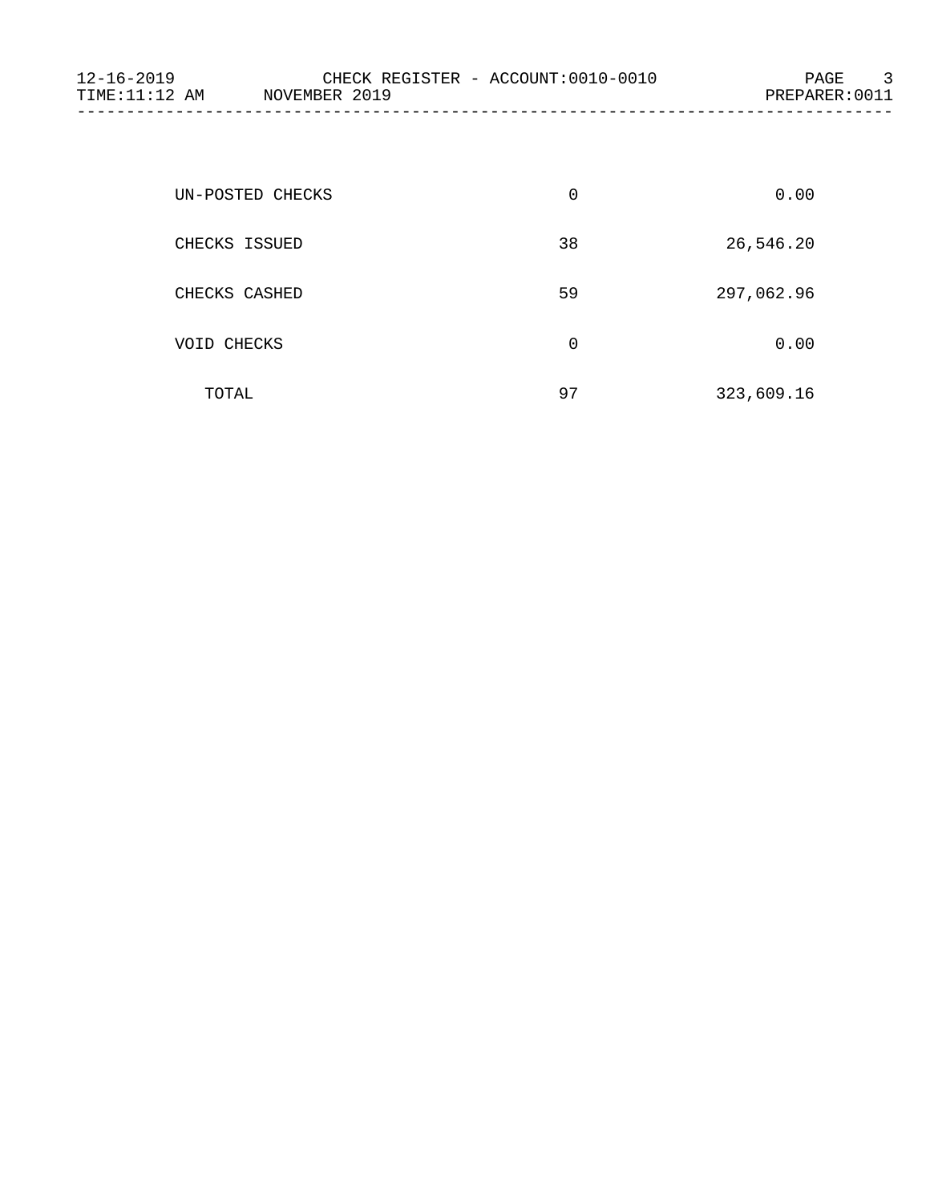| | | |
|---|---|---|
| UN-POSTED CHECKS | 0 | 0.00 |
| CHECKS ISSUED | 38 | 26,546.20 |
| CHECKS CASHED | 59 | 297,062.96 |
| VOID CHECKS | 0 | 0.00 |
| TOTAL | 97 | 323,609.16 |